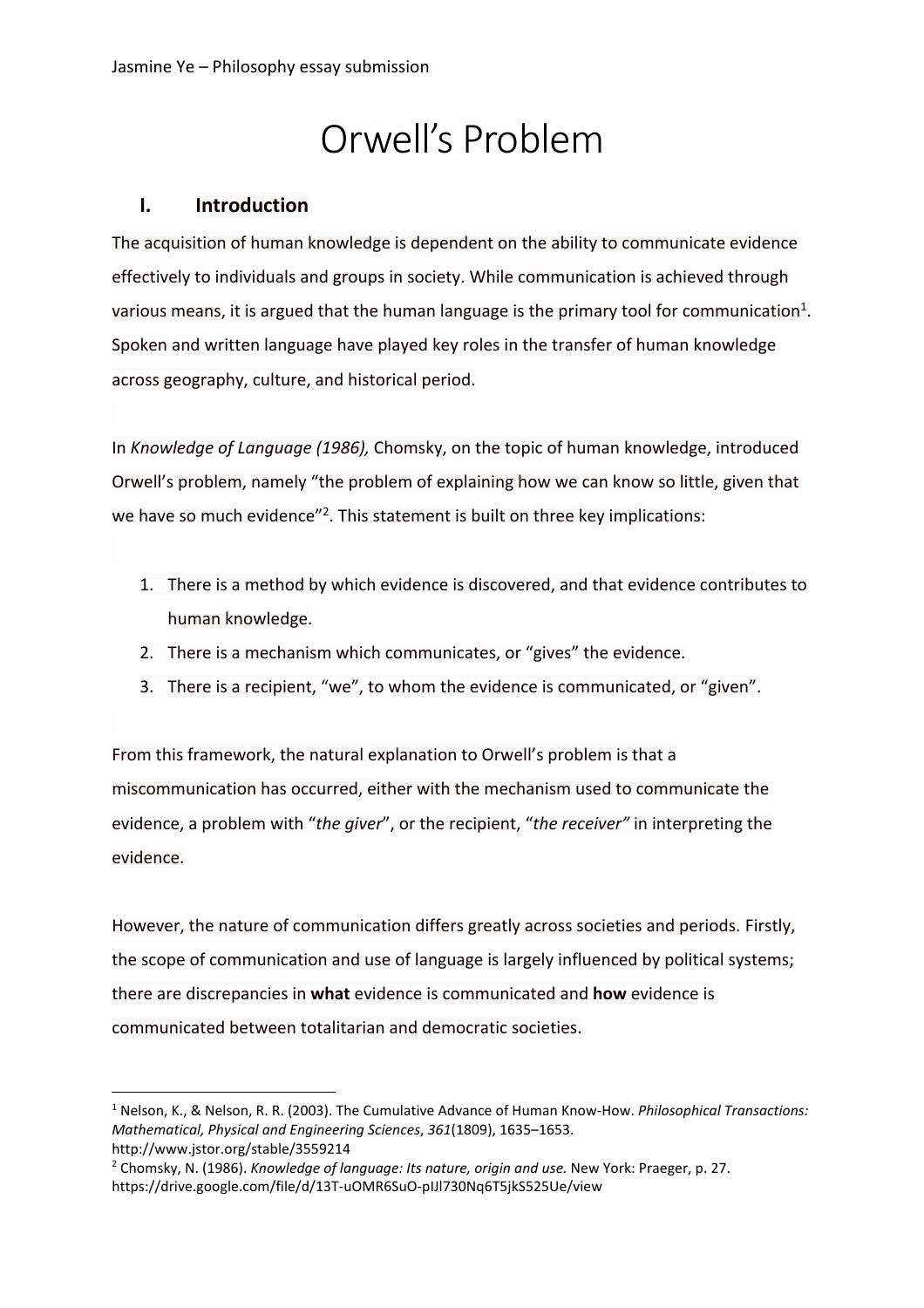Jasmine Ye – Philosophy essay submission

# Orwell's Problem

## I. Introduction

The acquisition of human knowledge is dependent on the ability to communicate evidence effectively to individuals and groups in society. While communication is achieved through various means, it is argued that the human language is the primary tool for communication[1]. Spoken and written language have played key roles in the transfer of human knowledge across geography, culture, and historical period.

In *Knowledge of Language (1986),* Chomsky, on the topic of human knowledge, introduced Orwell's problem, namely "the problem of explaining how we can know so little, given that we have so much evidence"[2]. This statement is built on three key implications:

1. There is a method by which evidence is discovered, and that evidence contributes to human knowledge.
2. There is a mechanism which communicates, or "gives" the evidence.
3. There is a recipient, "we", to whom the evidence is communicated, or "given".

From this framework, the natural explanation to Orwell's problem is that a miscommunication has occurred, either with the mechanism used to communicate the evidence, a problem with "*the giver*", or the recipient, "*the receiver"* in interpreting the evidence.

However, the nature of communication differs greatly across societies and periods. Firstly, the scope of communication and use of language is largely influenced by political systems; there are discrepancies in **what** evidence is communicated and **how** evidence is communicated between totalitarian and democratic societies.

---

[1] Nelson, K., & Nelson, R. R. (2003). The Cumulative Advance of Human Know-How. *Philosophical Transactions: Mathematical, Physical and Engineering Sciences*, *361*(1809), 1635–1653. http://www.jstor.org/stable/3559214

[2] Chomsky, N. (1986). *Knowledge of language: Its nature, origin and use.* New York: Praeger, p. 27. https://drive.google.com/file/d/13T-uOMR6SuO-pIJl730Nq6T5jkS525Ue/view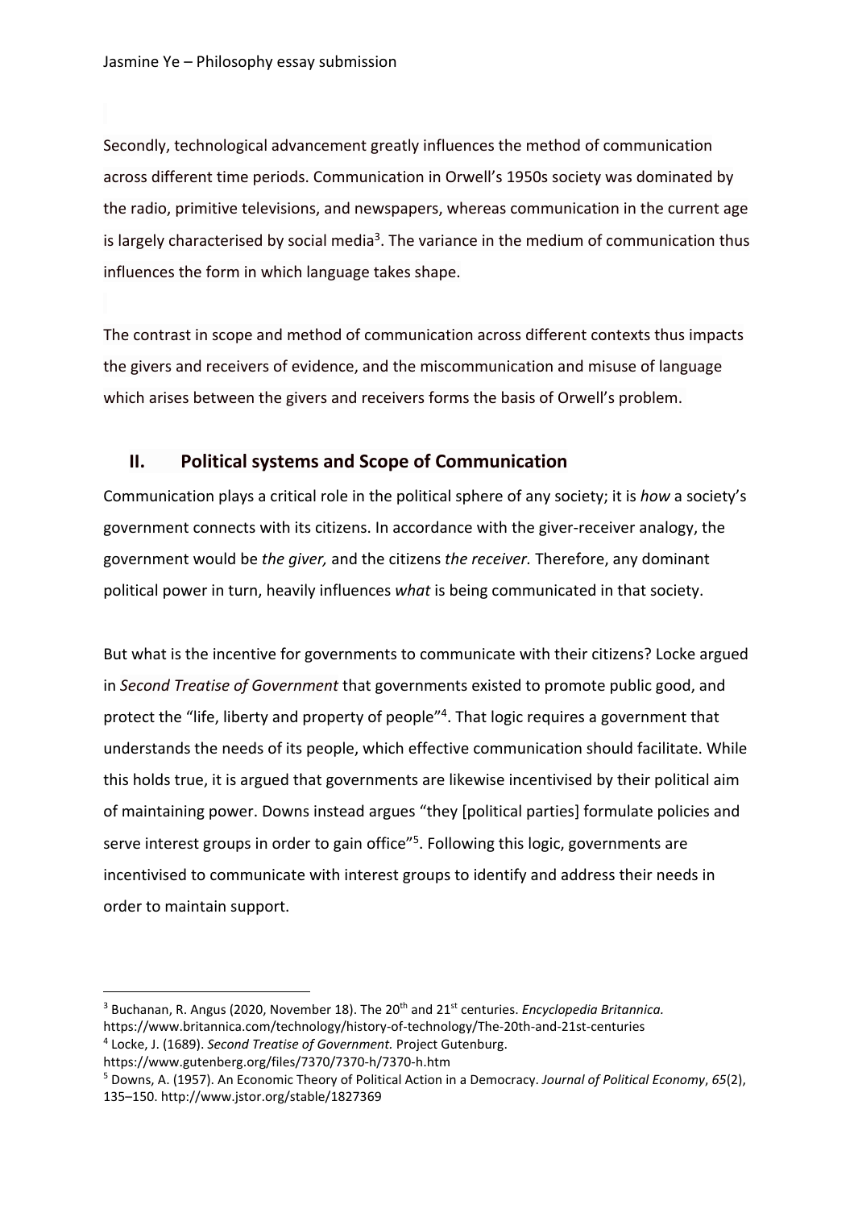Secondly, technological advancement greatly influences the method of communication across different time periods. Communication in Orwell's 1950s society was dominated by the radio, primitive televisions, and newspapers, whereas communication in the current age is largely characterised by social media[3]. The variance in the medium of communication thus influences the form in which language takes shape.

The contrast in scope and method of communication across different contexts thus impacts the givers and receivers of evidence, and the miscommunication and misuse of language which arises between the givers and receivers forms the basis of Orwell's problem.

## II. Political systems and Scope of Communication

Communication plays a critical role in the political sphere of any society; it is *how* a society's government connects with its citizens. In accordance with the giver-receiver analogy, the government would be *the giver,* and the citizens *the receiver.* Therefore, any dominant political power in turn, heavily influences *what* is being communicated in that society.

But what is the incentive for governments to communicate with their citizens? Locke argued in *Second Treatise of Government* that governments existed to promote public good, and protect the "life, liberty and property of people"[4]. That logic requires a government that understands the needs of its people, which effective communication should facilitate. While this holds true, it is argued that governments are likewise incentivised by their political aim of maintaining power. Downs instead argues "they [political parties] formulate policies and serve interest groups in order to gain office"[5]. Following this logic, governments are incentivised to communicate with interest groups to identify and address their needs in order to maintain support.

---

[3] Buchanan, R. Angus (2020, November 18). The 20th and 21st centuries. *Encyclopedia Britannica.* https://www.britannica.com/technology/history-of-technology/The-20th-and-21st-centuries

[4] Locke, J. (1689). *Second Treatise of Government.* Project Gutenburg. https://www.gutenberg.org/files/7370/7370-h/7370-h.htm

[5] Downs, A. (1957). An Economic Theory of Political Action in a Democracy. *Journal of Political Economy*, *65*(2), 135–150. http://www.jstor.org/stable/1827369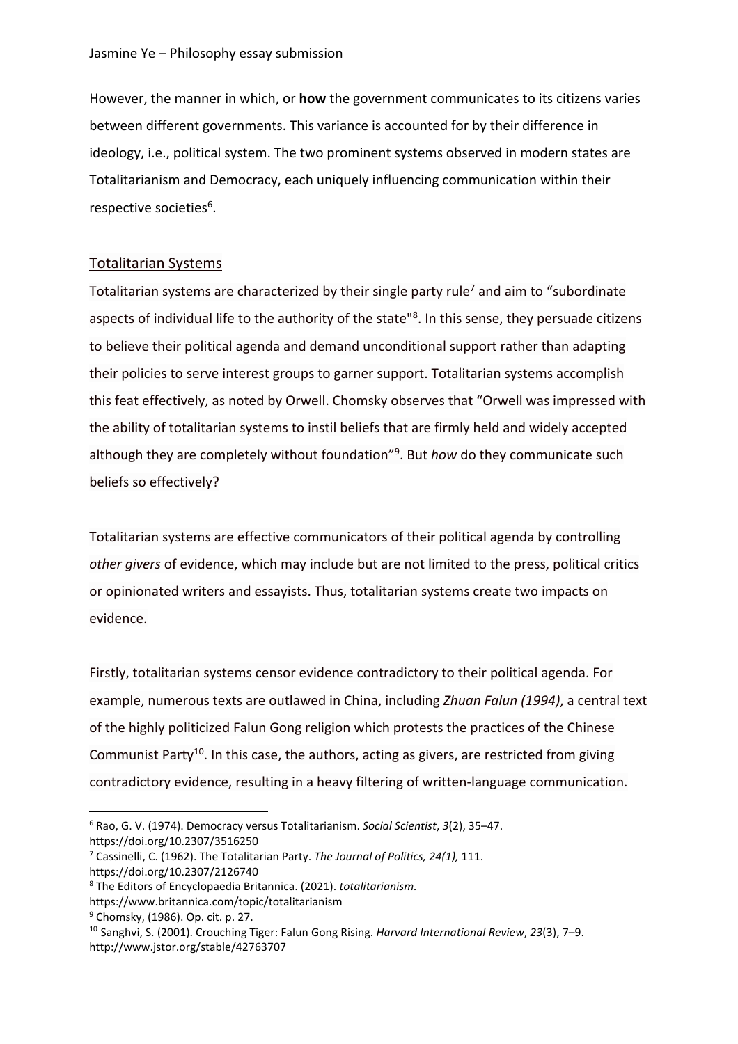However, the manner in which, or **how** the government communicates to its citizens varies between different governments. This variance is accounted for by their difference in ideology, i.e., political system. The two prominent systems observed in modern states are Totalitarianism and Democracy, each uniquely influencing communication within their respective societies[6].

## Totalitarian Systems

Totalitarian systems are characterized by their single party rule[7] and aim to "subordinate aspects of individual life to the authority of the state"[8]. In this sense, they persuade citizens to believe their political agenda and demand unconditional support rather than adapting their policies to serve interest groups to garner support. Totalitarian systems accomplish this feat effectively, as noted by Orwell. Chomsky observes that "Orwell was impressed with the ability of totalitarian systems to instil beliefs that are firmly held and widely accepted although they are completely without foundation"[9]. But *how* do they communicate such beliefs so effectively?

Totalitarian systems are effective communicators of their political agenda by controlling *other givers* of evidence, which may include but are not limited to the press, political critics or opinionated writers and essayists. Thus, totalitarian systems create two impacts on evidence.

Firstly, totalitarian systems censor evidence contradictory to their political agenda. For example, numerous texts are outlawed in China, including *Zhuan Falun (1994)*, a central text of the highly politicized Falun Gong religion which protests the practices of the Chinese Communist Party[10]. In this case, the authors, acting as givers, are restricted from giving contradictory evidence, resulting in a heavy filtering of written-language communication.

---

[6] Rao, G. V. (1974). Democracy versus Totalitarianism. *Social Scientist*, *3*(2), 35–47. https://doi.org/10.2307/3516250

[7] Cassinelli, C. (1962). The Totalitarian Party. *The Journal of Politics, 24(1),* 111. https://doi.org/10.2307/2126740

[8] The Editors of Encyclopaedia Britannica. (2021). *totalitarianism.* https://www.britannica.com/topic/totalitarianism

[9] Chomsky, (1986). Op. cit. p. 27.

[10] Sanghvi, S. (2001). Crouching Tiger: Falun Gong Rising. *Harvard International Review*, *23*(3), 7–9. http://www.jstor.org/stable/42763707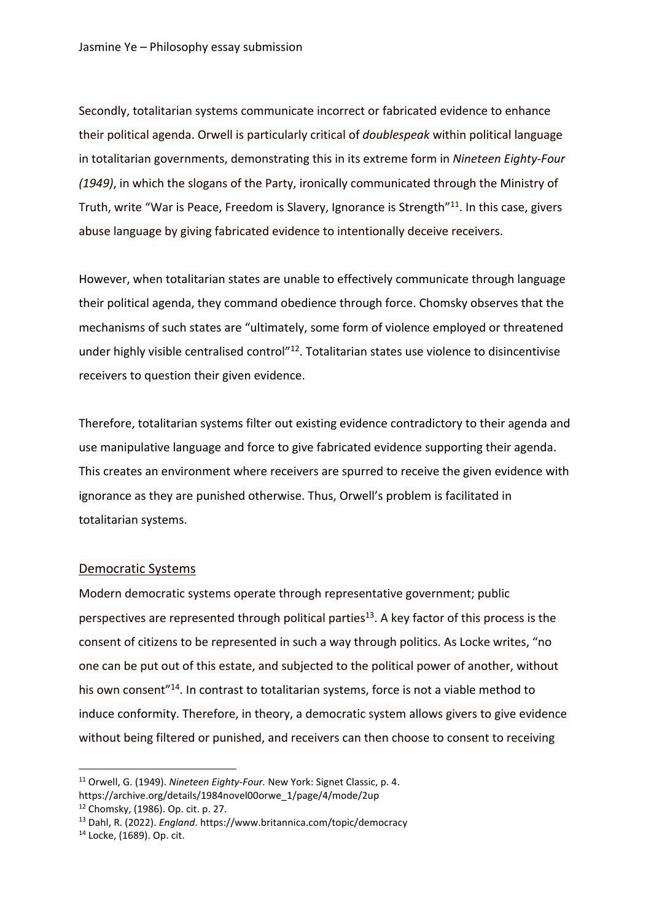Secondly, totalitarian systems communicate incorrect or fabricated evidence to enhance their political agenda. Orwell is particularly critical of *doublespeak* within political language in totalitarian governments, demonstrating this in its extreme form in *Nineteen Eighty-Four (1949)*, in which the slogans of the Party, ironically communicated through the Ministry of Truth, write "War is Peace, Freedom is Slavery, Ignorance is Strength"[11]. In this case, givers abuse language by giving fabricated evidence to intentionally deceive receivers.

However, when totalitarian states are unable to effectively communicate through language their political agenda, they command obedience through force. Chomsky observes that the mechanisms of such states are "ultimately, some form of violence employed or threatened under highly visible centralised control"[12]. Totalitarian states use violence to disincentivise receivers to question their given evidence.

Therefore, totalitarian systems filter out existing evidence contradictory to their agenda and use manipulative language and force to give fabricated evidence supporting their agenda. This creates an environment where receivers are spurred to receive the given evidence with ignorance as they are punished otherwise. Thus, Orwell's problem is facilitated in totalitarian systems.

## Democratic Systems

Modern democratic systems operate through representative government; public perspectives are represented through political parties[13]. A key factor of this process is the consent of citizens to be represented in such a way through politics. As Locke writes, "no one can be put out of this estate, and subjected to the political power of another, without his own consent"[14]. In contrast to totalitarian systems, force is not a viable method to induce conformity. Therefore, in theory, a democratic system allows givers to give evidence without being filtered or punished, and receivers can then choose to consent to receiving

---

[11] Orwell, G. (1949). *Nineteen Eighty-Four*. New York: Signet Classic, p. 4. https://archive.org/details/1984novel00orwe_1/page/4/mode/2up

[12] Chomsky, (1986). Op. cit. p. 27.

[13] Dahl, R. (2022). *England*. https://www.britannica.com/topic/democracy

[14] Locke, (1689). Op. cit.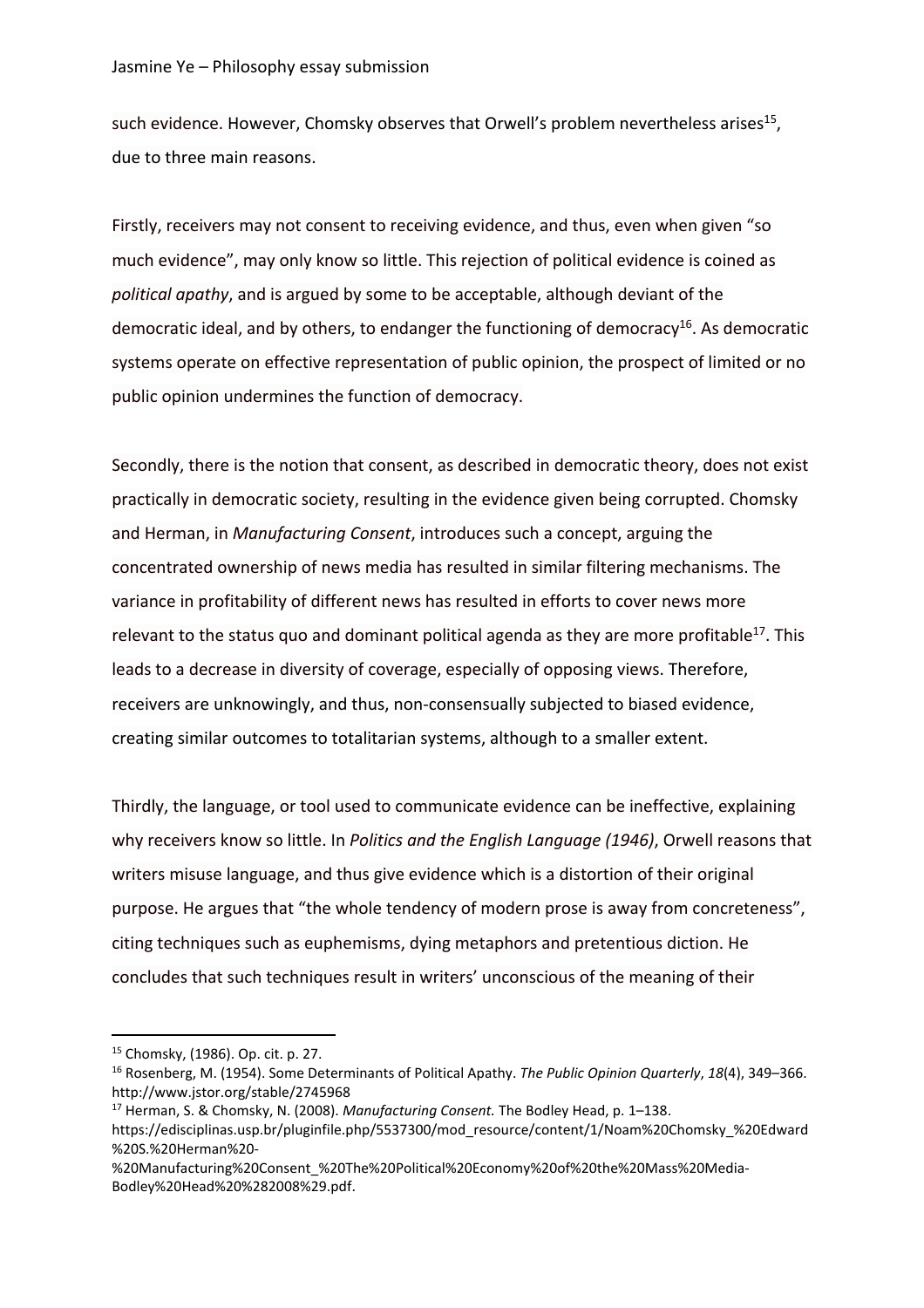such evidence. However, Chomsky observes that Orwell's problem nevertheless arises[15], due to three main reasons.

Firstly, receivers may not consent to receiving evidence, and thus, even when given "so much evidence", may only know so little. This rejection of political evidence is coined as *political apathy*, and is argued by some to be acceptable, although deviant of the democratic ideal, and by others, to endanger the functioning of democracy[16]. As democratic systems operate on effective representation of public opinion, the prospect of limited or no public opinion undermines the function of democracy.

Secondly, there is the notion that consent, as described in democratic theory, does not exist practically in democratic society, resulting in the evidence given being corrupted. Chomsky and Herman, in *Manufacturing Consent*, introduces such a concept, arguing the concentrated ownership of news media has resulted in similar filtering mechanisms. The variance in profitability of different news has resulted in efforts to cover news more relevant to the status quo and dominant political agenda as they are more profitable[17]. This leads to a decrease in diversity of coverage, especially of opposing views. Therefore, receivers are unknowingly, and thus, non-consensually subjected to biased evidence, creating similar outcomes to totalitarian systems, although to a smaller extent.

Thirdly, the language, or tool used to communicate evidence can be ineffective, explaining why receivers know so little. In *Politics and the English Language (1946)*, Orwell reasons that writers misuse language, and thus give evidence which is a distortion of their original purpose. He argues that "the whole tendency of modern prose is away from concreteness", citing techniques such as euphemisms, dying metaphors and pretentious diction. He concludes that such techniques result in writers' unconscious of the meaning of their

---

[15] Chomsky, (1986). Op. cit. p. 27.

[16] Rosenberg, M. (1954). Some Determinants of Political Apathy. *The Public Opinion Quarterly*, *18*(4), 349–366. http://www.jstor.org/stable/2745968

[17] Herman, S. & Chomsky, N. (2008). *Manufacturing Consent.* The Bodley Head, p. 1–138. https://edisciplinas.usp.br/pluginfile.php/5537300/mod_resource/content/1/Noam%20Chomsky_%20Edward%20S.%20Herman%20-%20Manufacturing%20Consent_%20The%20Political%20Economy%20of%20the%20Mass%20Media-Bodley%20Head%20%282008%29.pdf.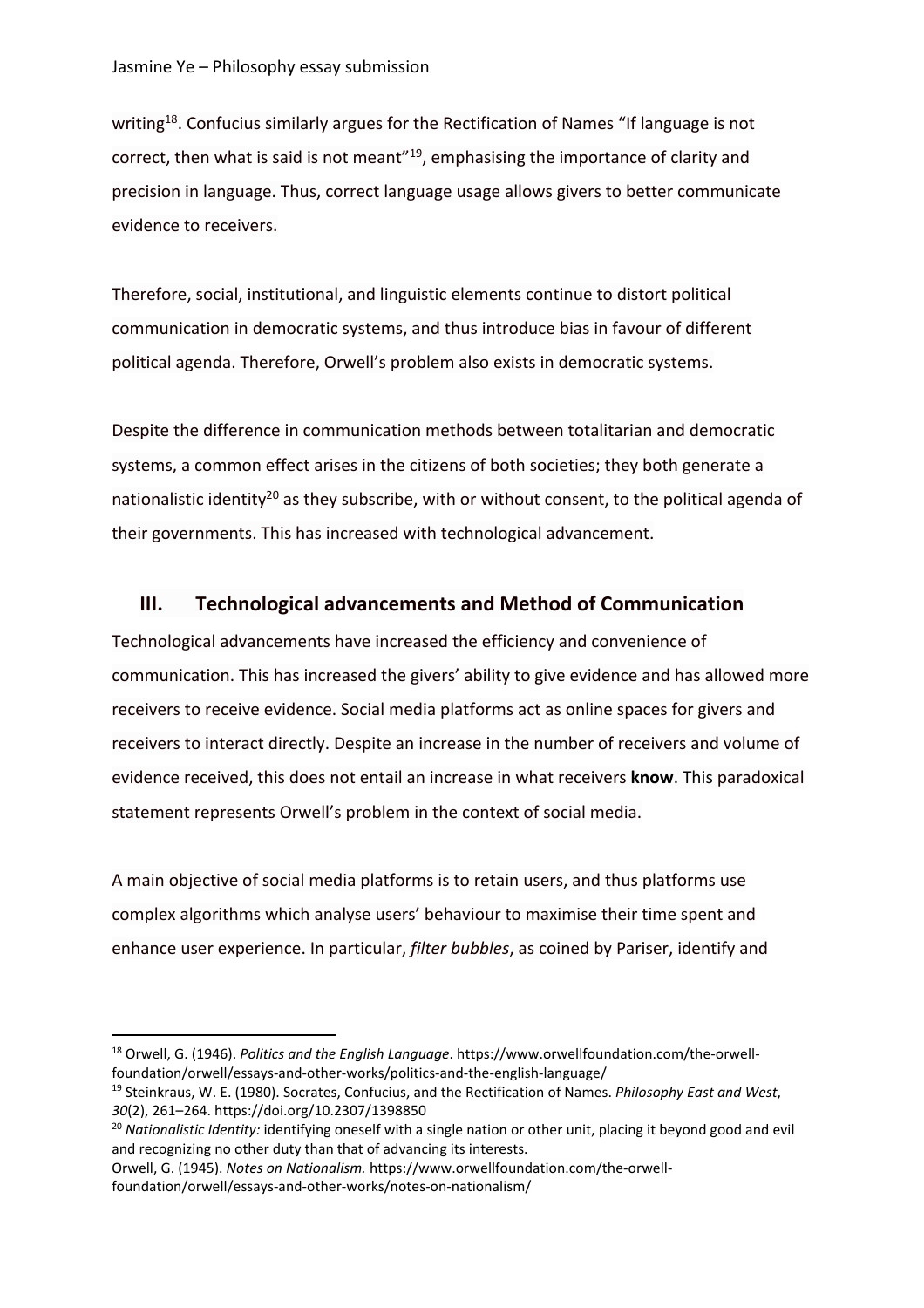writing[18]. Confucius similarly argues for the Rectification of Names "If language is not correct, then what is said is not meant"[19], emphasising the importance of clarity and precision in language. Thus, correct language usage allows givers to better communicate evidence to receivers.

Therefore, social, institutional, and linguistic elements continue to distort political communication in democratic systems, and thus introduce bias in favour of different political agenda. Therefore, Orwell's problem also exists in democratic systems.

Despite the difference in communication methods between totalitarian and democratic systems, a common effect arises in the citizens of both societies; they both generate a nationalistic identity[20] as they subscribe, with or without consent, to the political agenda of their governments. This has increased with technological advancement.

## III. Technological advancements and Method of Communication

Technological advancements have increased the efficiency and convenience of communication. This has increased the givers' ability to give evidence and has allowed more receivers to receive evidence. Social media platforms act as online spaces for givers and receivers to interact directly. Despite an increase in the number of receivers and volume of evidence received, this does not entail an increase in what receivers **know**. This paradoxical statement represents Orwell's problem in the context of social media.

A main objective of social media platforms is to retain users, and thus platforms use complex algorithms which analyse users' behaviour to maximise their time spent and enhance user experience. In particular, *filter bubbles*, as coined by Pariser, identify and

---

[18] Orwell, G. (1946). *Politics and the English Language*. https://www.orwellfoundation.com/the-orwell-foundation/orwell/essays-and-other-works/politics-and-the-english-language/

[19] Steinkraus, W. E. (1980). Socrates, Confucius, and the Rectification of Names. *Philosophy East and West*, *30*(2), 261–264. https://doi.org/10.2307/1398850

[20] *Nationalistic Identity:* identifying oneself with a single nation or other unit, placing it beyond good and evil and recognizing no other duty than that of advancing its interests.
Orwell, G. (1945). *Notes on Nationalism.* https://www.orwellfoundation.com/the-orwell-foundation/orwell/essays-and-other-works/notes-on-nationalism/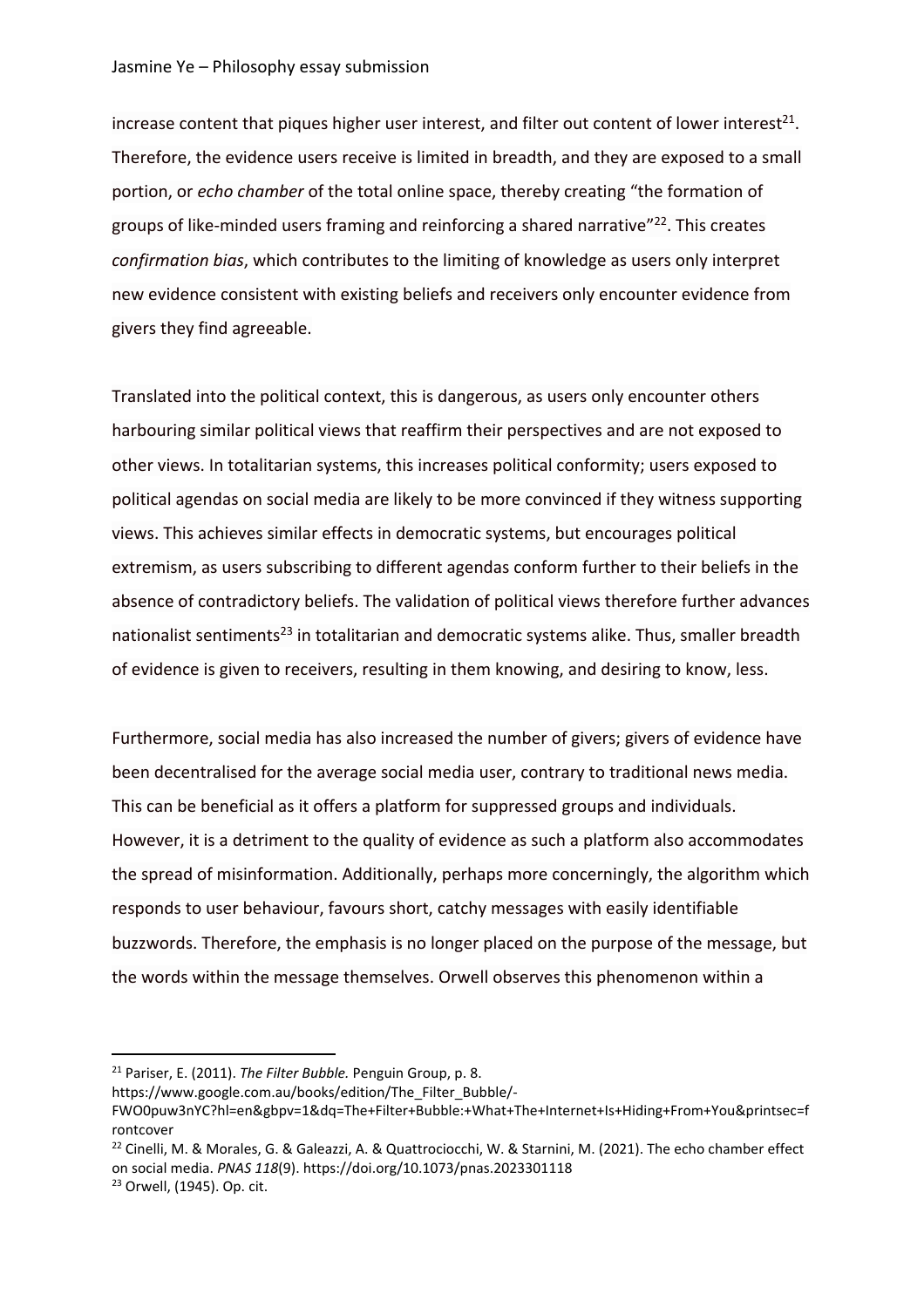increase content that piques higher user interest, and filter out content of lower interest[21]. Therefore, the evidence users receive is limited in breadth, and they are exposed to a small portion, or *echo chamber* of the total online space, thereby creating "the formation of groups of like-minded users framing and reinforcing a shared narrative"[22]. This creates *confirmation bias*, which contributes to the limiting of knowledge as users only interpret new evidence consistent with existing beliefs and receivers only encounter evidence from givers they find agreeable.

Translated into the political context, this is dangerous, as users only encounter others harbouring similar political views that reaffirm their perspectives and are not exposed to other views. In totalitarian systems, this increases political conformity; users exposed to political agendas on social media are likely to be more convinced if they witness supporting views. This achieves similar effects in democratic systems, but encourages political extremism, as users subscribing to different agendas conform further to their beliefs in the absence of contradictory beliefs. The validation of political views therefore further advances nationalist sentiments[23] in totalitarian and democratic systems alike. Thus, smaller breadth of evidence is given to receivers, resulting in them knowing, and desiring to know, less.

Furthermore, social media has also increased the number of givers; givers of evidence have been decentralised for the average social media user, contrary to traditional news media. This can be beneficial as it offers a platform for suppressed groups and individuals. However, it is a detriment to the quality of evidence as such a platform also accommodates the spread of misinformation. Additionally, perhaps more concerningly, the algorithm which responds to user behaviour, favours short, catchy messages with easily identifiable buzzwords. Therefore, the emphasis is no longer placed on the purpose of the message, but the words within the message themselves. Orwell observes this phenomenon within a

---

[21] Pariser, E. (2011). *The Filter Bubble.* Penguin Group, p. 8. https://www.google.com.au/books/edition/The_Filter_Bubble/-FWO0puw3nYC?hl=en&gbpv=1&dq=The+Filter+Bubble:+What+The+Internet+Is+Hiding+From+You&printsec=frontcover

[22] Cinelli, M. & Morales, G. & Galeazzi, A. & Quattrociocchi, W. & Starnini, M. (2021). The echo chamber effect on social media. *PNAS 118*(9). https://doi.org/10.1073/pnas.2023301118

[23] Orwell, (1945). Op. cit.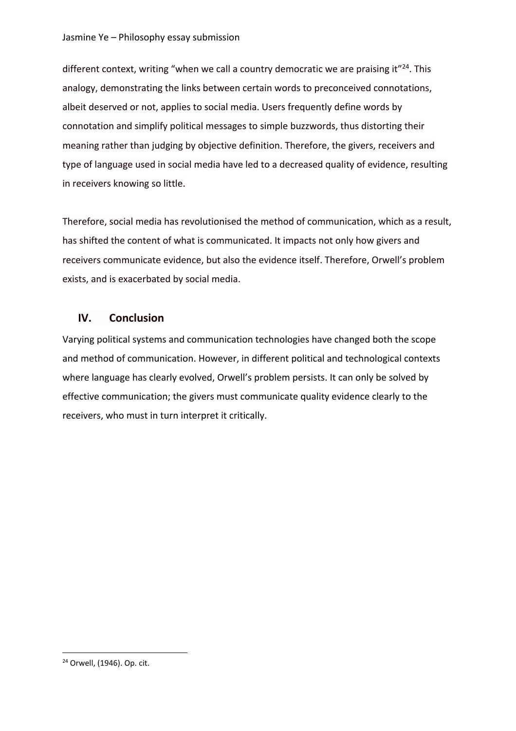different context, writing "when we call a country democratic we are praising it"[24]. This analogy, demonstrating the links between certain words to preconceived connotations, albeit deserved or not, applies to social media. Users frequently define words by connotation and simplify political messages to simple buzzwords, thus distorting their meaning rather than judging by objective definition. Therefore, the givers, receivers and type of language used in social media have led to a decreased quality of evidence, resulting in receivers knowing so little.

Therefore, social media has revolutionised the method of communication, which as a result, has shifted the content of what is communicated. It impacts not only how givers and receivers communicate evidence, but also the evidence itself. Therefore, Orwell's problem exists, and is exacerbated by social media.

## IV. Conclusion

Varying political systems and communication technologies have changed both the scope and method of communication. However, in different political and technological contexts where language has clearly evolved, Orwell's problem persists. It can only be solved by effective communication; the givers must communicate quality evidence clearly to the receivers, who must in turn interpret it critically.

---

[24] Orwell, (1946). Op. cit.